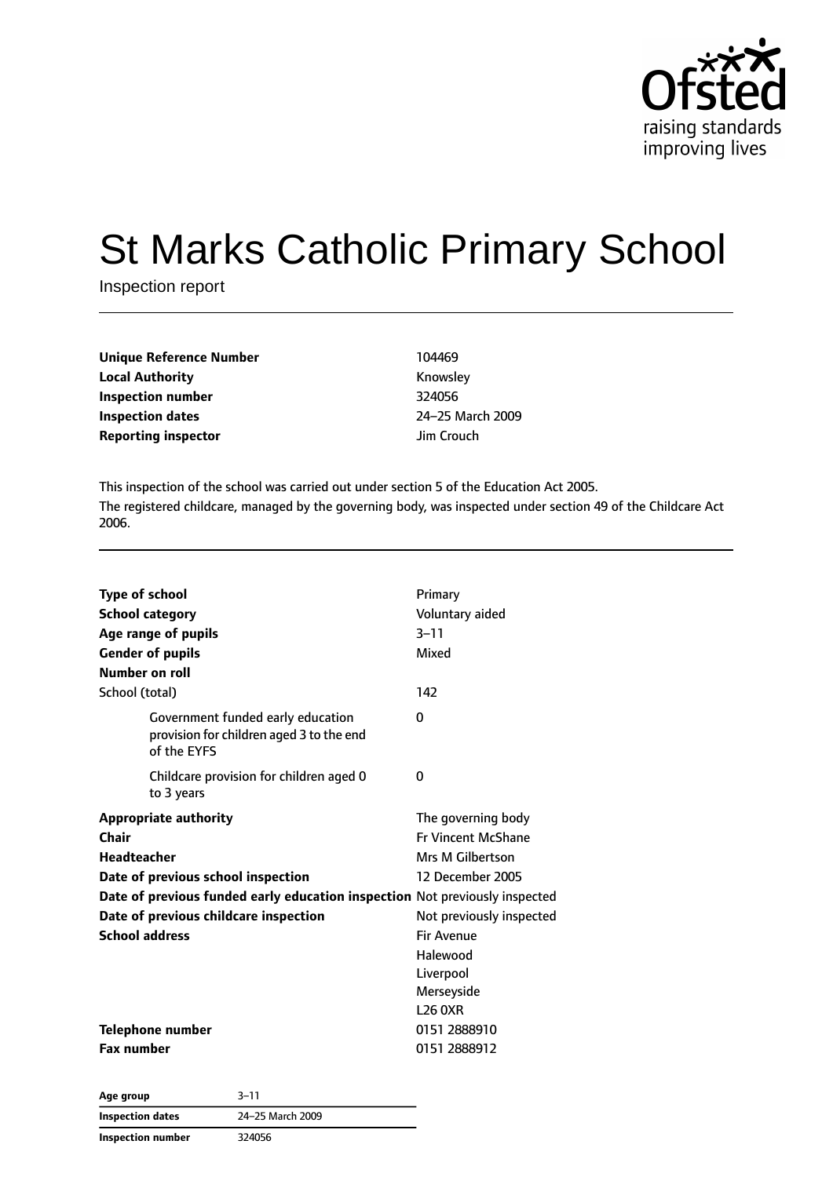Ofsted
raising standards
improving lives

# St Marks Catholic Primary School

Inspection report

| | |
|---|---|
| **Unique Reference Number** | 104469 |
| **Local Authority** | Knowsley |
| **Inspection number** | 324056 |
| **Inspection dates** | 24–25 March 2009 |
| **Reporting inspector** | Jim Crouch |

This inspection of the school was carried out under section 5 of the Education Act 2005.

The registered childcare, managed by the governing body, was inspected under section 49 of the Childcare Act 2006.

| | |
|---|---|
| **Type of school** | Primary |
| **School category** | Voluntary aided |
| **Age range of pupils** | 3–11 |
| **Gender of pupils** | Mixed |
| **Number on roll** | |
| School (total) | 142 |
| Government funded early education provision for children aged 3 to the end of the EYFS | 0 |
| Childcare provision for children aged 0 to 3 years | 0 |
| **Appropriate authority** | The governing body |
| **Chair** | Fr Vincent McShane |
| **Headteacher** | Mrs M Gilbertson |
| **Date of previous school inspection** | 12 December 2005 |
| **Date of previous funded early education inspection** | Not previously inspected |
| **Date of previous childcare inspection** | Not previously inspected |
| **School address** | Fir Avenue<br>Halewood<br>Liverpool<br>Merseyside<br>L26 0XR |
| **Telephone number** | 0151 2888910 |
| **Fax number** | 0151 2888912 |

| | |
|---|---|
| **Age group** | 3–11 |
| **Inspection dates** | 24–25 March 2009 |
| **Inspection number** | 324056 |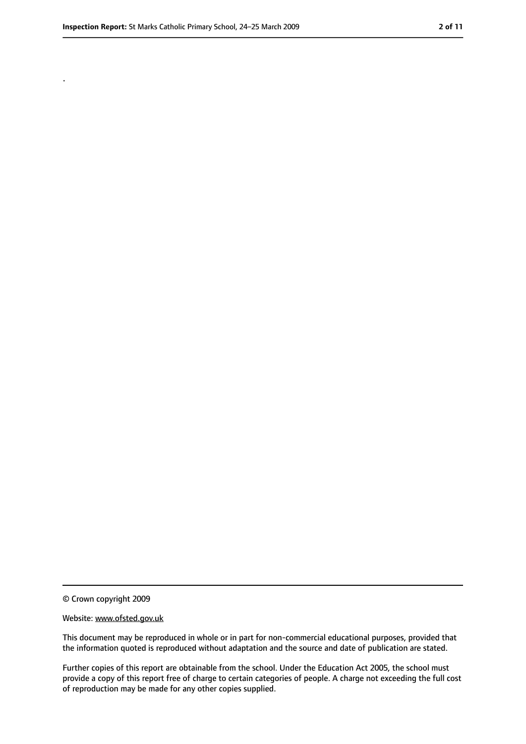.

© Crown copyright 2009

Website: www.ofsted.gov.uk

This document may be reproduced in whole or in part for non-commercial educational purposes, provided that the information quoted is reproduced without adaptation and the source and date of publication are stated.

Further copies of this report are obtainable from the school. Under the Education Act 2005, the school must provide a copy of this report free of charge to certain categories of people. A charge not exceeding the full cost of reproduction may be made for any other copies supplied.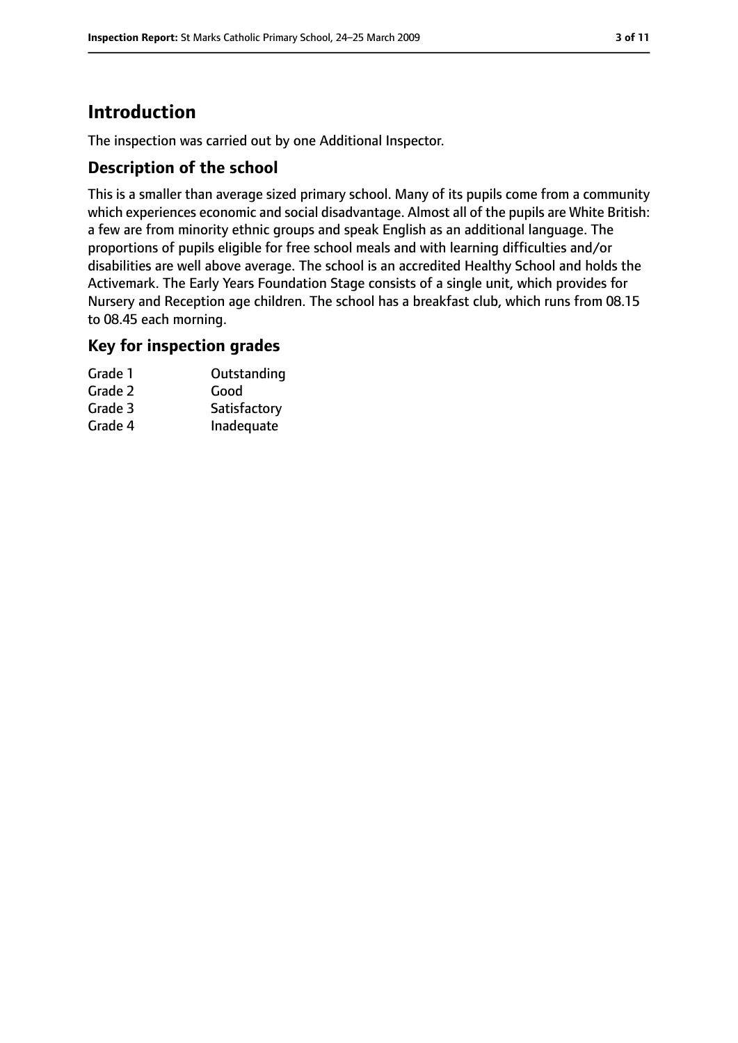## Introduction

The inspection was carried out by one Additional Inspector.

### Description of the school

This is a smaller than average sized primary school. Many of its pupils come from a community which experiences economic and social disadvantage. Almost all of the pupils are White British: a few are from minority ethnic groups and speak English as an additional language. The proportions of pupils eligible for free school meals and with learning difficulties and/or disabilities are well above average. The school is an accredited Healthy School and holds the Activemark. The Early Years Foundation Stage consists of a single unit, which provides for Nursery and Reception age children. The school has a breakfast club, which runs from 08.15 to 08.45 each morning.

### Key for inspection grades

| | |
|---|---|
| Grade 1 | Outstanding |
| Grade 2 | Good |
| Grade 3 | Satisfactory |
| Grade 4 | Inadequate |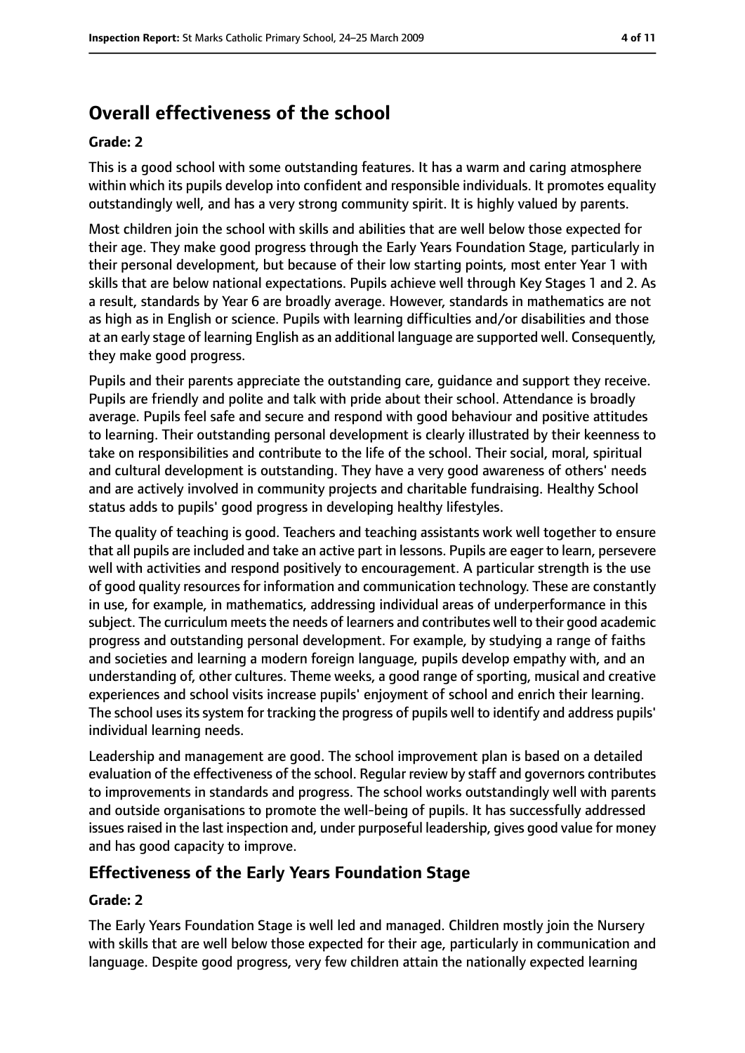## Overall effectiveness of the school

**Grade: 2**

This is a good school with some outstanding features. It has a warm and caring atmosphere within which its pupils develop into confident and responsible individuals. It promotes equality outstandingly well, and has a very strong community spirit. It is highly valued by parents.

Most children join the school with skills and abilities that are well below those expected for their age. They make good progress through the Early Years Foundation Stage, particularly in their personal development, but because of their low starting points, most enter Year 1 with skills that are below national expectations. Pupils achieve well through Key Stages 1 and 2. As a result, standards by Year 6 are broadly average. However, standards in mathematics are not as high as in English or science. Pupils with learning difficulties and/or disabilities and those at an early stage of learning English as an additional language are supported well. Consequently, they make good progress.

Pupils and their parents appreciate the outstanding care, guidance and support they receive. Pupils are friendly and polite and talk with pride about their school. Attendance is broadly average. Pupils feel safe and secure and respond with good behaviour and positive attitudes to learning. Their outstanding personal development is clearly illustrated by their keenness to take on responsibilities and contribute to the life of the school. Their social, moral, spiritual and cultural development is outstanding. They have a very good awareness of others' needs and are actively involved in community projects and charitable fundraising. Healthy School status adds to pupils' good progress in developing healthy lifestyles.

The quality of teaching is good. Teachers and teaching assistants work well together to ensure that all pupils are included and take an active part in lessons. Pupils are eager to learn, persevere well with activities and respond positively to encouragement. A particular strength is the use of good quality resources for information and communication technology. These are constantly in use, for example, in mathematics, addressing individual areas of underperformance in this subject. The curriculum meets the needs of learners and contributes well to their good academic progress and outstanding personal development. For example, by studying a range of faiths and societies and learning a modern foreign language, pupils develop empathy with, and an understanding of, other cultures. Theme weeks, a good range of sporting, musical and creative experiences and school visits increase pupils' enjoyment of school and enrich their learning. The school uses its system for tracking the progress of pupils well to identify and address pupils' individual learning needs.

Leadership and management are good. The school improvement plan is based on a detailed evaluation of the effectiveness of the school. Regular review by staff and governors contributes to improvements in standards and progress. The school works outstandingly well with parents and outside organisations to promote the well-being of pupils. It has successfully addressed issues raised in the last inspection and, under purposeful leadership, gives good value for money and has good capacity to improve.

### Effectiveness of the Early Years Foundation Stage

**Grade: 2**

The Early Years Foundation Stage is well led and managed. Children mostly join the Nursery with skills that are well below those expected for their age, particularly in communication and language. Despite good progress, very few children attain the nationally expected learning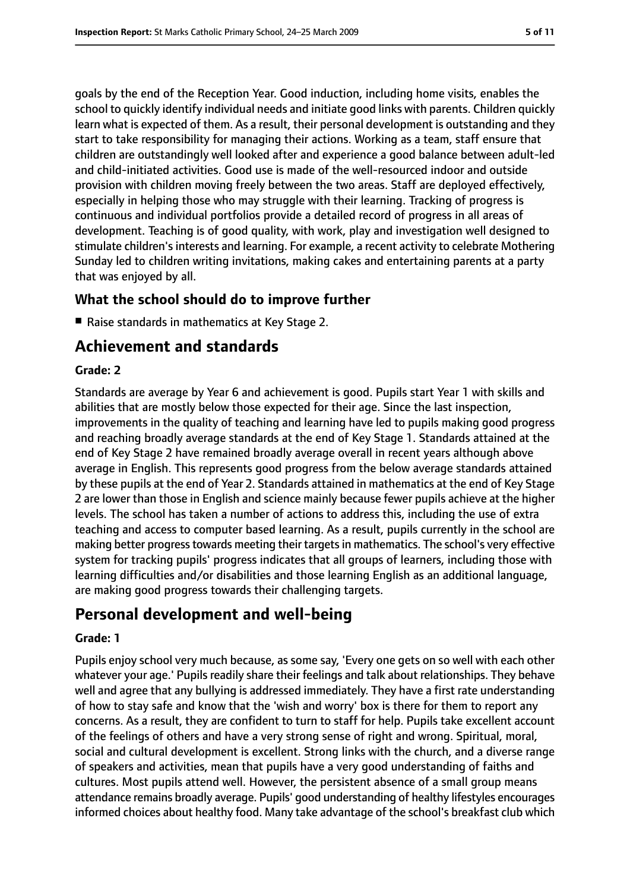goals by the end of the Reception Year. Good induction, including home visits, enables the school to quickly identify individual needs and initiate good links with parents. Children quickly learn what is expected of them. As a result, their personal development is outstanding and they start to take responsibility for managing their actions. Working as a team, staff ensure that children are outstandingly well looked after and experience a good balance between adult-led and child-initiated activities. Good use is made of the well-resourced indoor and outside provision with children moving freely between the two areas. Staff are deployed effectively, especially in helping those who may struggle with their learning. Tracking of progress is continuous and individual portfolios provide a detailed record of progress in all areas of development. Teaching is of good quality, with work, play and investigation well designed to stimulate children's interests and learning. For example, a recent activity to celebrate Mothering Sunday led to children writing invitations, making cakes and entertaining parents at a party that was enjoyed by all.

### What the school should do to improve further

- Raise standards in mathematics at Key Stage 2.

## Achievement and standards

#### Grade: 2

Standards are average by Year 6 and achievement is good. Pupils start Year 1 with skills and abilities that are mostly below those expected for their age. Since the last inspection, improvements in the quality of teaching and learning have led to pupils making good progress and reaching broadly average standards at the end of Key Stage 1. Standards attained at the end of Key Stage 2 have remained broadly average overall in recent years although above average in English. This represents good progress from the below average standards attained by these pupils at the end of Year 2. Standards attained in mathematics at the end of Key Stage 2 are lower than those in English and science mainly because fewer pupils achieve at the higher levels. The school has taken a number of actions to address this, including the use of extra teaching and access to computer based learning. As a result, pupils currently in the school are making better progress towards meeting their targets in mathematics. The school's very effective system for tracking pupils' progress indicates that all groups of learners, including those with learning difficulties and/or disabilities and those learning English as an additional language, are making good progress towards their challenging targets.

## Personal development and well-being

#### Grade: 1

Pupils enjoy school very much because, as some say, 'Every one gets on so well with each other whatever your age.' Pupils readily share their feelings and talk about relationships. They behave well and agree that any bullying is addressed immediately. They have a first rate understanding of how to stay safe and know that the 'wish and worry' box is there for them to report any concerns. As a result, they are confident to turn to staff for help. Pupils take excellent account of the feelings of others and have a very strong sense of right and wrong. Spiritual, moral, social and cultural development is excellent. Strong links with the church, and a diverse range of speakers and activities, mean that pupils have a very good understanding of faiths and cultures. Most pupils attend well. However, the persistent absence of a small group means attendance remains broadly average. Pupils' good understanding of healthy lifestyles encourages informed choices about healthy food. Many take advantage of the school's breakfast club which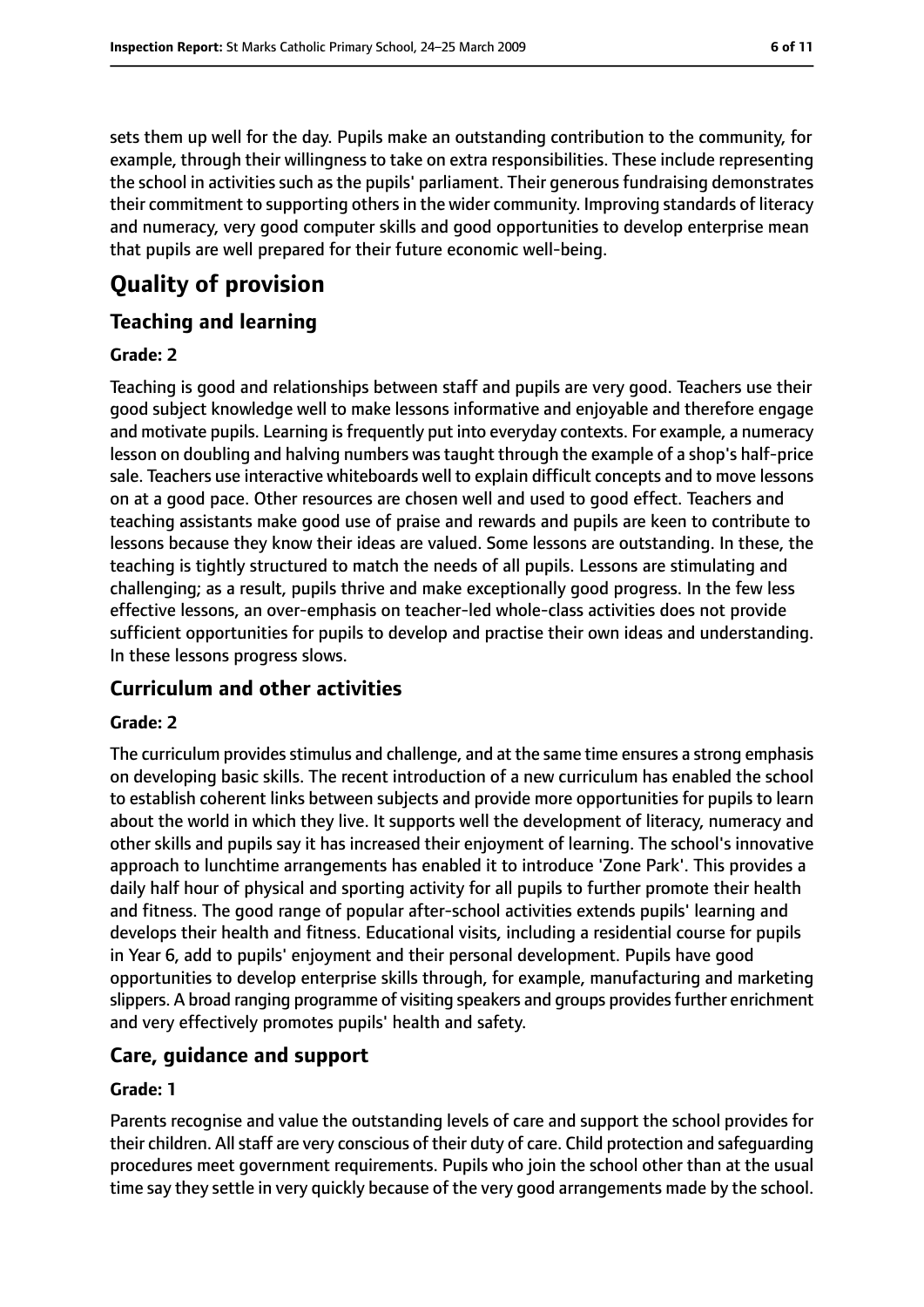sets them up well for the day. Pupils make an outstanding contribution to the community, for example, through their willingness to take on extra responsibilities. These include representing the school in activities such as the pupils' parliament. Their generous fundraising demonstrates their commitment to supporting others in the wider community. Improving standards of literacy and numeracy, very good computer skills and good opportunities to develop enterprise mean that pupils are well prepared for their future economic well-being.

# Quality of provision

## Teaching and learning

### Grade: 2

Teaching is good and relationships between staff and pupils are very good. Teachers use their good subject knowledge well to make lessons informative and enjoyable and therefore engage and motivate pupils. Learning is frequently put into everyday contexts. For example, a numeracy lesson on doubling and halving numbers was taught through the example of a shop's half-price sale. Teachers use interactive whiteboards well to explain difficult concepts and to move lessons on at a good pace. Other resources are chosen well and used to good effect. Teachers and teaching assistants make good use of praise and rewards and pupils are keen to contribute to lessons because they know their ideas are valued. Some lessons are outstanding. In these, the teaching is tightly structured to match the needs of all pupils. Lessons are stimulating and challenging; as a result, pupils thrive and make exceptionally good progress. In the few less effective lessons, an over-emphasis on teacher-led whole-class activities does not provide sufficient opportunities for pupils to develop and practise their own ideas and understanding. In these lessons progress slows.

## Curriculum and other activities

### Grade: 2

The curriculum provides stimulus and challenge, and at the same time ensures a strong emphasis on developing basic skills. The recent introduction of a new curriculum has enabled the school to establish coherent links between subjects and provide more opportunities for pupils to learn about the world in which they live. It supports well the development of literacy, numeracy and other skills and pupils say it has increased their enjoyment of learning. The school's innovative approach to lunchtime arrangements has enabled it to introduce 'Zone Park'. This provides a daily half hour of physical and sporting activity for all pupils to further promote their health and fitness. The good range of popular after-school activities extends pupils' learning and develops their health and fitness. Educational visits, including a residential course for pupils in Year 6, add to pupils' enjoyment and their personal development. Pupils have good opportunities to develop enterprise skills through, for example, manufacturing and marketing slippers. A broad ranging programme of visiting speakers and groups provides further enrichment and very effectively promotes pupils' health and safety.

## Care, guidance and support

### Grade: 1

Parents recognise and value the outstanding levels of care and support the school provides for their children. All staff are very conscious of their duty of care. Child protection and safeguarding procedures meet government requirements. Pupils who join the school other than at the usual time say they settle in very quickly because of the very good arrangements made by the school.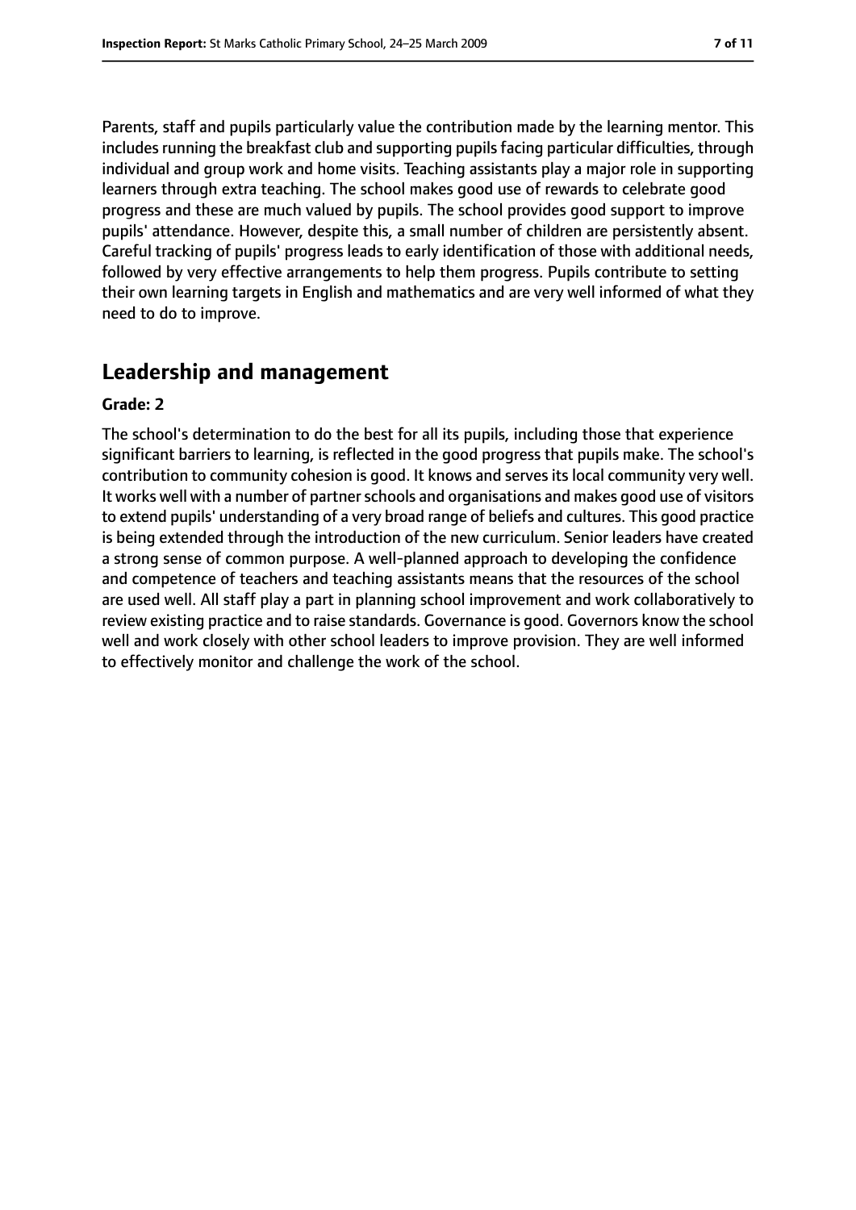Parents, staff and pupils particularly value the contribution made by the learning mentor. This includes running the breakfast club and supporting pupils facing particular difficulties, through individual and group work and home visits. Teaching assistants play a major role in supporting learners through extra teaching. The school makes good use of rewards to celebrate good progress and these are much valued by pupils. The school provides good support to improve pupils' attendance. However, despite this, a small number of children are persistently absent. Careful tracking of pupils' progress leads to early identification of those with additional needs, followed by very effective arrangements to help them progress. Pupils contribute to setting their own learning targets in English and mathematics and are very well informed of what they need to do to improve.

## Leadership and management

**Grade: 2**

The school's determination to do the best for all its pupils, including those that experience significant barriers to learning, is reflected in the good progress that pupils make. The school's contribution to community cohesion is good. It knows and serves its local community very well. It works well with a number of partner schools and organisations and makes good use of visitors to extend pupils' understanding of a very broad range of beliefs and cultures. This good practice is being extended through the introduction of the new curriculum. Senior leaders have created a strong sense of common purpose. A well-planned approach to developing the confidence and competence of teachers and teaching assistants means that the resources of the school are used well. All staff play a part in planning school improvement and work collaboratively to review existing practice and to raise standards. Governance is good. Governors know the school well and work closely with other school leaders to improve provision. They are well informed to effectively monitor and challenge the work of the school.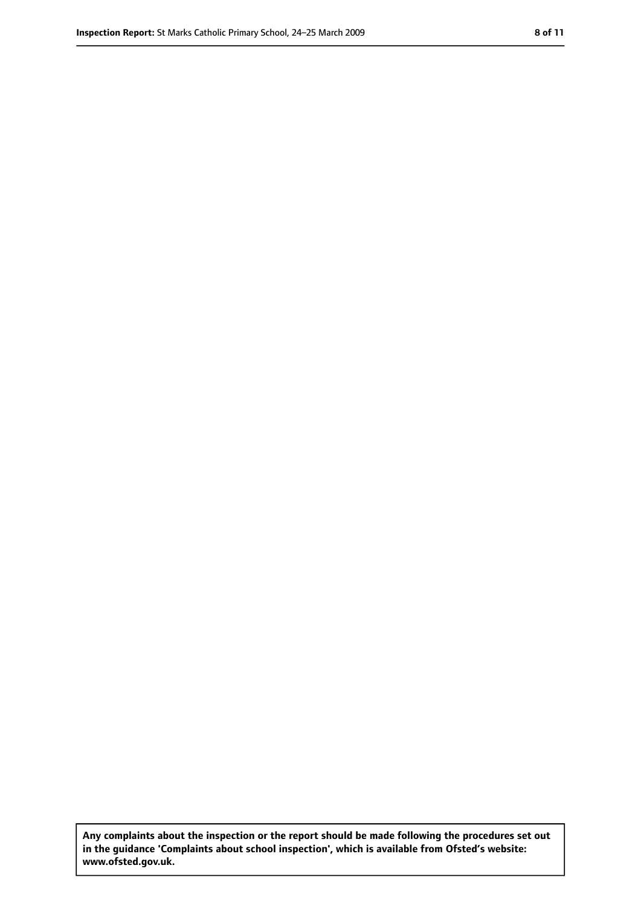**Any complaints about the inspection or the report should be made following the procedures set out in the guidance 'Complaints about school inspection', which is available from Ofsted's website: www.ofsted.gov.uk.**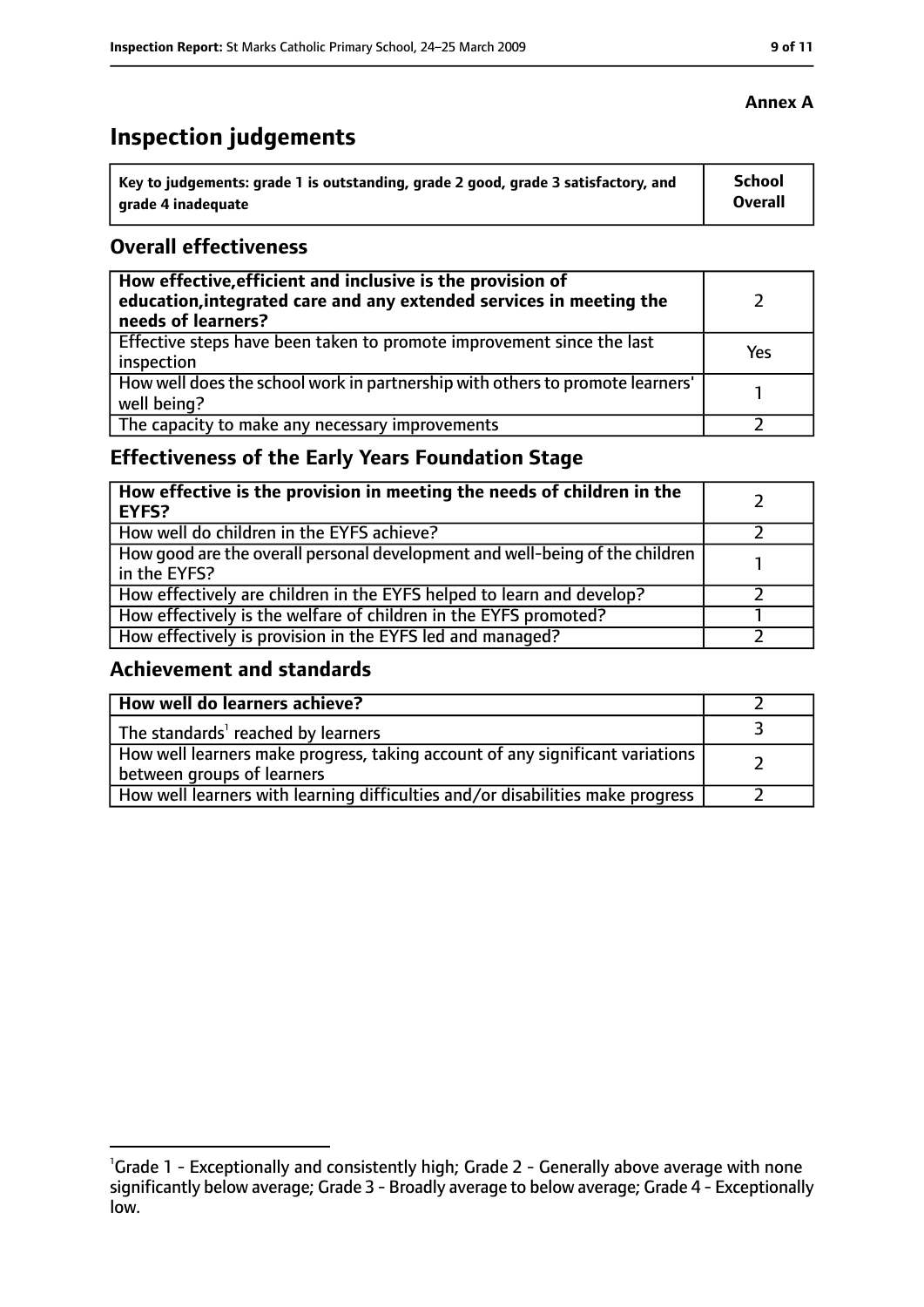**Annex A**

# Inspection judgements

| Key to judgements: grade 1 is outstanding, grade 2 good, grade 3 satisfactory, and grade 4 inadequate | School Overall |
|---|---|

## Overall effectiveness

| | |
|---|---|
| **How effective, efficient and inclusive is the provision of education, integrated care and any extended services in meeting the needs of learners?** | 2 |
| Effective steps have been taken to promote improvement since the last inspection | Yes |
| How well does the school work in partnership with others to promote learners' well being? | 1 |
| The capacity to make any necessary improvements | 2 |

## Effectiveness of the Early Years Foundation Stage

| | |
|---|---|
| **How effective is the provision in meeting the needs of children in the EYFS?** | 2 |
| How well do children in the EYFS achieve? | 2 |
| How good are the overall personal development and well-being of the children in the EYFS? | 1 |
| How effectively are children in the EYFS helped to learn and develop? | 2 |
| How effectively is the welfare of children in the EYFS promoted? | 1 |
| How effectively is provision in the EYFS led and managed? | 2 |

## Achievement and standards

| | |
|---|---|
| **How well do learners achieve?** | 2 |
| The standards[1] reached by learners | 3 |
| How well learners make progress, taking account of any significant variations between groups of learners | 2 |
| How well learners with learning difficulties and/or disabilities make progress | 2 |

[1]Grade 1 - Exceptionally and consistently high; Grade 2 - Generally above average with none significantly below average; Grade 3 - Broadly average to below average; Grade 4 - Exceptionally low.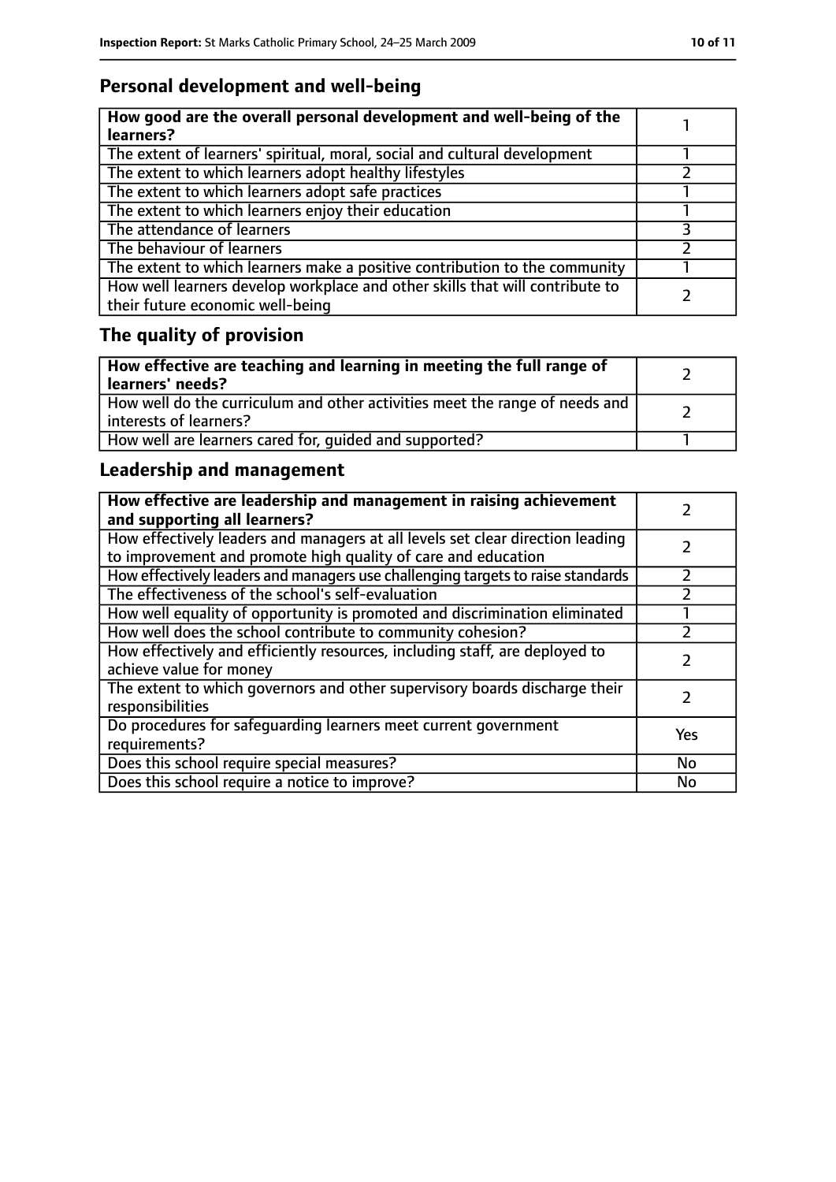## Personal development and well-being

| How good are the overall personal development and well-being of the learners? | 1 |
|---|---|
| The extent of learners' spiritual, moral, social and cultural development | 1 |
| The extent to which learners adopt healthy lifestyles | 2 |
| The extent to which learners adopt safe practices | 1 |
| The extent to which learners enjoy their education | 1 |
| The attendance of learners | 3 |
| The behaviour of learners | 2 |
| The extent to which learners make a positive contribution to the community | 1 |
| How well learners develop workplace and other skills that will contribute to their future economic well-being | 2 |

## The quality of provision

| How effective are teaching and learning in meeting the full range of learners' needs? | 2 |
|---|---|
| How well do the curriculum and other activities meet the range of needs and interests of learners? | 2 |
| How well are learners cared for, guided and supported? | 1 |

## Leadership and management

| How effective are leadership and management in raising achievement and supporting all learners? | 2 |
|---|---|
| How effectively leaders and managers at all levels set clear direction leading to improvement and promote high quality of care and education | 2 |
| How effectively leaders and managers use challenging targets to raise standards | 2 |
| The effectiveness of the school's self-evaluation | 2 |
| How well equality of opportunity is promoted and discrimination eliminated | 1 |
| How well does the school contribute to community cohesion? | 2 |
| How effectively and efficiently resources, including staff, are deployed to achieve value for money | 2 |
| The extent to which governors and other supervisory boards discharge their responsibilities | 2 |
| Do procedures for safeguarding learners meet current government requirements? | Yes |
| Does this school require special measures? | No |
| Does this school require a notice to improve? | No |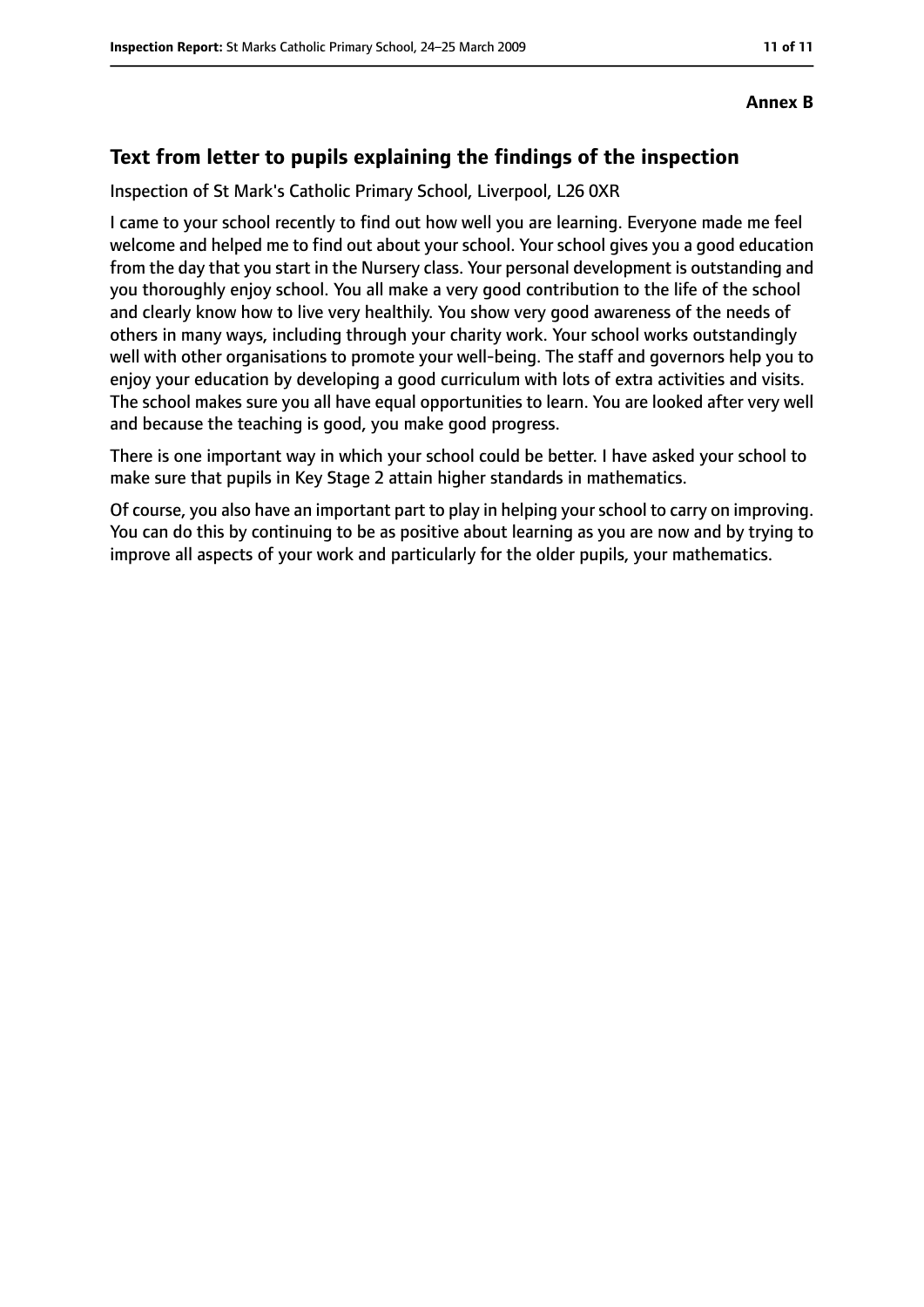**Annex B**

## Text from letter to pupils explaining the findings of the inspection

Inspection of St Mark's Catholic Primary School, Liverpool, L26 0XR

I came to your school recently to find out how well you are learning. Everyone made me feel welcome and helped me to find out about your school. Your school gives you a good education from the day that you start in the Nursery class. Your personal development is outstanding and you thoroughly enjoy school. You all make a very good contribution to the life of the school and clearly know how to live very healthily. You show very good awareness of the needs of others in many ways, including through your charity work. Your school works outstandingly well with other organisations to promote your well-being. The staff and governors help you to enjoy your education by developing a good curriculum with lots of extra activities and visits. The school makes sure you all have equal opportunities to learn. You are looked after very well and because the teaching is good, you make good progress.

There is one important way in which your school could be better. I have asked your school to make sure that pupils in Key Stage 2 attain higher standards in mathematics.

Of course, you also have an important part to play in helping your school to carry on improving. You can do this by continuing to be as positive about learning as you are now and by trying to improve all aspects of your work and particularly for the older pupils, your mathematics.